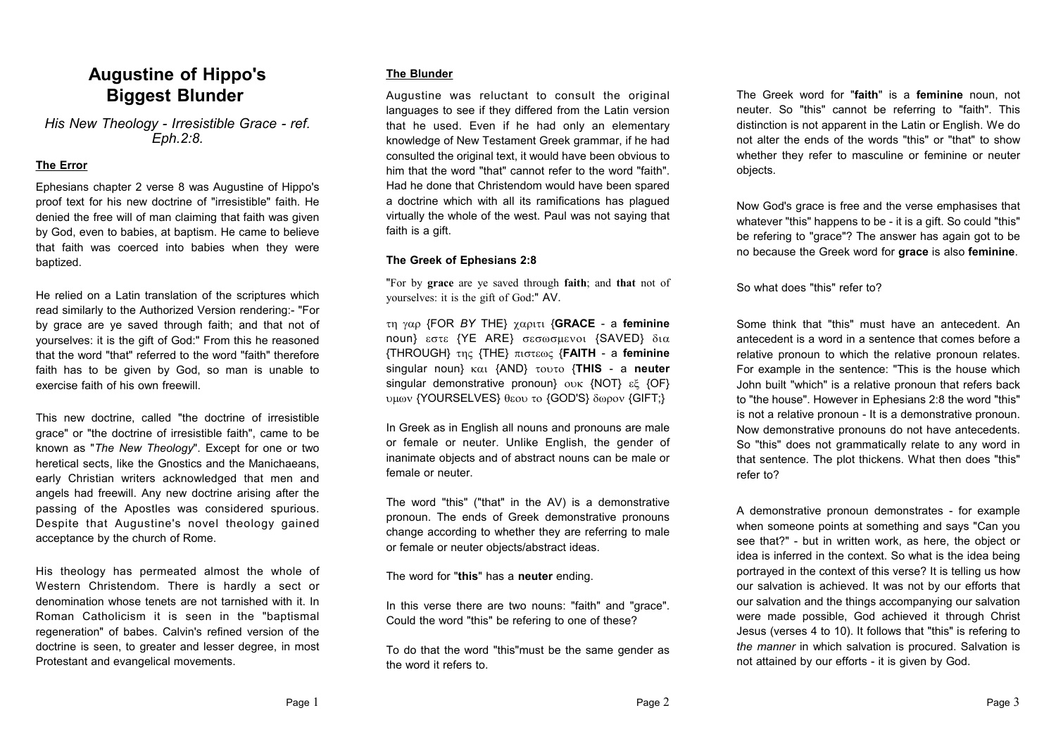# Augustine of Hippo's Biggest Blunder

*His New Theology - Irresistible Grace - ref. Eph.2:8.*

## The Error

Ephesians chapter 2 verse 8 was Augustine of Hippo's proof text for his new doctrine of "irresistible" faith. He denied the free will of man claiming that faith was given by God, even to babies, at baptism. He came to believe that faith was coerced into babies when they were baptized.

He relied on a Latin translation of the scriptures which read similarly to the Authorized Version rendering:- "For by grace are ye saved through faith; and that not of yourselves: it is the gift of God:" From this he reasoned that the word "that" referred to the word "faith" therefore faith has to be given by God, so man is unable to exercise faith of his own freewill.

This new doctrine, called "the doctrine of irresistible grace" or "the doctrine of irresistible faith", came to be known as "*The New Theology*". Except for one or two heretical sects, like the Gnostics and the Manichaeans, early Christian writers acknowledged that men and angels had freewill. Any new doctrine arising after the passing of the Apostles was considered spurious. Despite that Augustine's novel theology gained acceptance by the church of Rome.

His theology has permeated almost the whole of Western Christendom. There is hardly a sect or denomination whose tenets are not tarnished with it. In Roman Catholicism it is seen in the "baptismal regeneration" of babes. Calvin's refined version of the doctrine is seen, to greater and lesser degree, in most Protestant and evangelical movements.

## The Blunder

Augustine was reluctant to consult the original languages to see if they differed from the Latin version that he used. Even if he had only an elementary knowledge of New Testament Greek grammar, if he had consulted the original text, it would have been obvious to him that the word "that" cannot refer to the word "faith". Had he done that Christendom would have been spared a doctrine which with all its ramifications has plagued virtually the whole of the west. Paul was not saying that faith is a gift.

### The Greek of Ephesians 2:8

"For by **grace** are ye saved through **faith**; and **that** not of yourselves: it is the gift of God:" AV.

τη γαρ {FOR *BY* THE} χαριτι {**GRACE** - a **feminine** noun} εστε {YE ARE} σεσωσμενοι {SAVED} δια {THROUGH} της {THE} πιστεως {**FAITH** - a **feminine** singular noun} και {AND} τουτο {**THIS** - a **neuter** singular demonstrative pronoun} ουκ {NOT} εξ {OF} υμων {YOURSELVES} θεου το {GOD'S} δωρον {GIFT;}

In Greek as in English all nouns and pronouns are male or female or neuter. Unlike English, the gender of inanimate objects and of abstract nouns can be male or female or neuter.

The word "this" ("that" in the AV) is a demonstrative pronoun. The ends of Greek demonstrative pronouns change according to whether they are referring to male or female or neuter objects/abstract ideas.

The word for "**this**" has a **neuter** ending.

In this verse there are two nouns: "faith" and "grace". Could the word "this" be refering to one of these?

To do that the word "this"must be the same gender as the word it refers to.

The Greek word for "**faith**" is a **feminine** noun, not neuter. So "this" cannot be referring to "faith". This distinction is not apparent in the Latin or English. We do not alter the ends of the words "this" or "that" to show whether they refer to masculine or feminine or neuter objects.

Now God's grace is free and the verse emphasises that whatever "this" happens to be - it is a gift. So could "this" be refering to "grace"? The answer has again got to be no because the Greek word for **grace** is also **feminine**.

So what does "this" refer to?

Some think that "this" must have an antecedent. An antecedent is a word in a sentence that comes before a relative pronoun to which the relative pronoun relates. For example in the sentence: "This is the house which John built "which" is a relative pronoun that refers back to "the house". However in Ephesians 2:8 the word "this" is not a relative pronoun - It is a demonstrative pronoun. Now demonstrative pronouns do not have antecedents. So "this" does not grammatically relate to any word in that sentence. The plot thickens. What then does "this" refer to?

A demonstrative pronoun demonstrates - for example when someone points at something and says "Can you see that?" - but in written work, as here, the object or idea is inferred in the context. So what is the idea being portrayed in the context of this verse? It is telling us how our salvation is achieved. It was not by our efforts that our salvation and the things accompanying our salvation were made possible, God achieved it through Christ Jesus (verses 4 to 10). It follows that "this" is refering to *the manner* in which salvation is procured. Salvation is not attained by our efforts - it is given by God.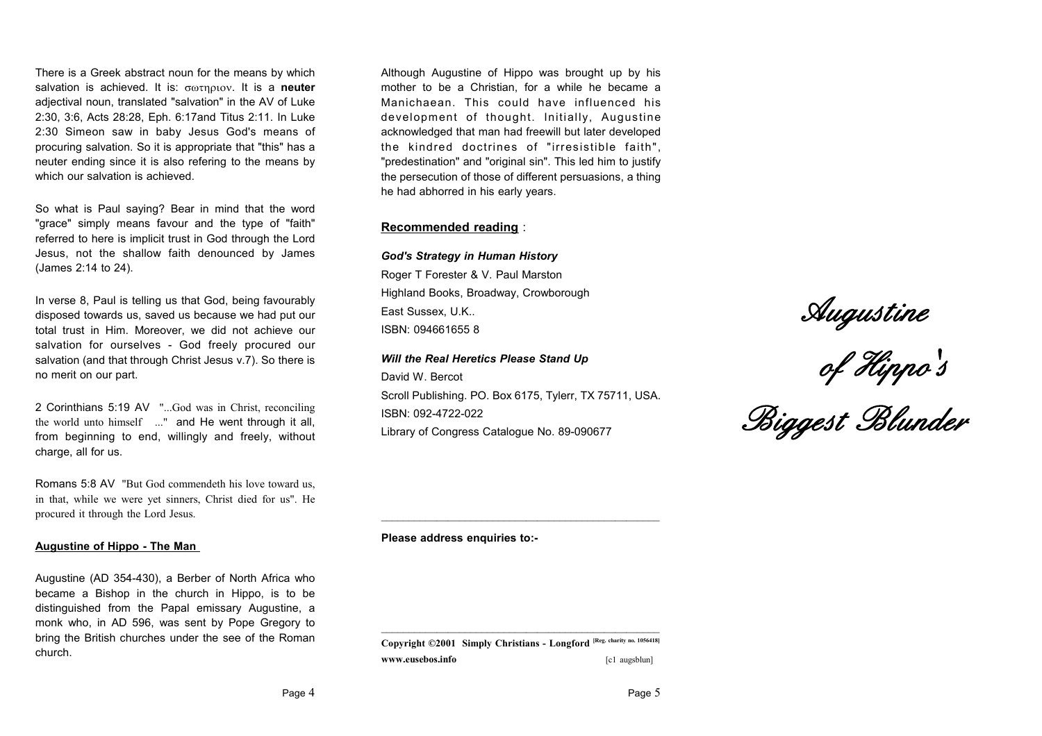There is a Greek abstract noun for the means by which salvation is achieved. It is: σωτηριον. It is a **neuter** adjectival noun, translated "salvation" in the AV of Luke 2:30, 3:6, Acts 28:28, Eph. 6:17and Titus 2:11. In Luke 2:30 Simeon saw in baby Jesus God's means of procuring salvation. So it is appropriate that "this" has a neuter ending since it is also refering to the means by which our salvation is achieved.

So what is Paul saying? Bear in mind that the word "grace" simply means favour and the type of "faith" referred to here is implicit trust in God through the Lord Jesus, not the shallow faith denounced by James (James 2:14 to 24).

In verse 8, Paul is telling us that God, being favourably disposed towards us, saved us because we had put our total trust in Him. Moreover, we did not achieve our salvation for ourselves - God freely procured our salvation (and that through Christ Jesus v.7). So there is no merit on our part.

2 Corinthians 5:19 AV "...God was in Christ, reconciling the world unto himself ..." and He went through it all, from beginning to end, willingly and freely, without charge, all for us.

Romans 5:8 AV "But God commendeth his love toward us, in that, while we were yet sinners, Christ died for us". He procured it through the Lord Jesus.

## Augustine of Hippo - The Man

Augustine (AD 354-430), a Berber of North Africa who became a Bishop in the church in Hippo, is to be distinguished from the Papal emissary Augustine, a monk who, in AD 596, was sent by Pope Gregory to bring the British churches under the see of the Roman church.

Although Augustine of Hippo was brought up by his mother to be a Christian, for a while he became a Manichaean. This could have influenced his development of thought. Initially, Augustine acknowledged that man had freewill but later developed the kindred doctrines of "irresistible faith", "predestination" and "original sin". This led him to justify the persecution of those of different persuasions, a thing he had abhorred in his early years.

## Recommended reading :

***God's Strategy in Human History***
Roger T Forester & V. Paul Marston
Highland Books, Broadway, Crowborough
East Sussex, U.K..
ISBN: 094661655 8

***Will the Real Heretics Please Stand Up***
David W. Bercot
Scroll Publishing. PO. Box 6175, Tylerr, TX 75711, USA.
ISBN: 092-4722-022
Library of Congress Catalogue No. 89-090677

---

**Please address enquiries to:-**

---

**Copyright ©2001 Simply Christians - Longford** [Reg. charity no. 1056418]
**www.eusebos.info** [c1 augsblun]

# Augustine of Hippo's Biggest Blunder